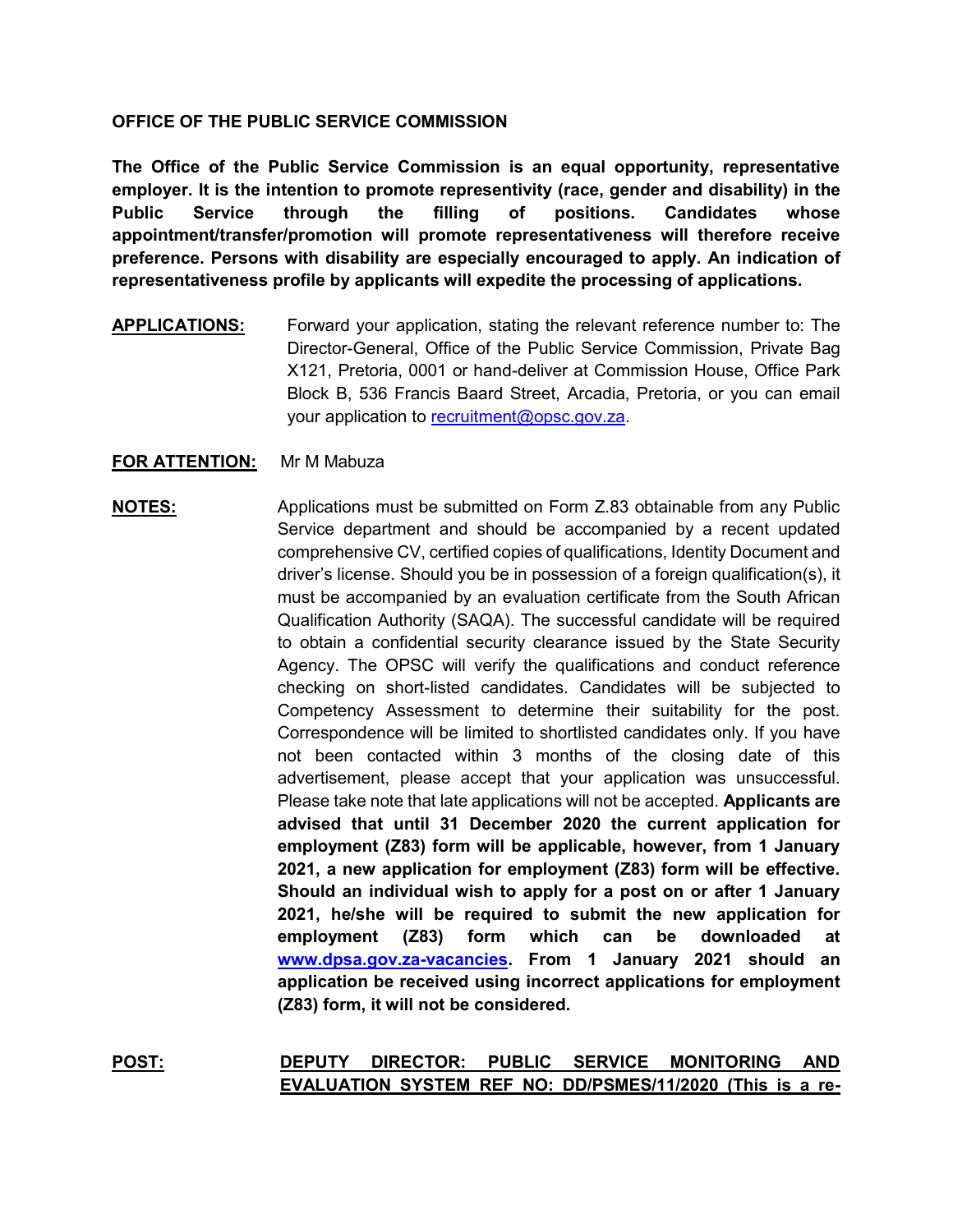**OFFICE OF THE PUBLIC SERVICE COMMISSION**

**The Office of the Public Service Commission is an equal opportunity, representative employer. It is the intention to promote representivity (race, gender and disability) in the Public Service through the filling of positions. Candidates whose appointment/transfer/promotion will promote representativeness will therefore receive preference. Persons with disability are especially encouraged to apply. An indication of representativeness profile by applicants will expedite the processing of applications.**

**APPLICATIONS:** Forward your application, stating the relevant reference number to: The Director-General, Office of the Public Service Commission, Private Bag X121, Pretoria, 0001 or hand-deliver at Commission House, Office Park Block B, 536 Francis Baard Street, Arcadia, Pretoria, or you can email your application to recruitment@opsc.gov.za.

**FOR ATTENTION:** Mr M Mabuza

**NOTES:** Applications must be submitted on Form Z.83 obtainable from any Public Service department and should be accompanied by a recent updated comprehensive CV, certified copies of qualifications, Identity Document and driver's license. Should you be in possession of a foreign qualification(s), it must be accompanied by an evaluation certificate from the South African Qualification Authority (SAQA). The successful candidate will be required to obtain a confidential security clearance issued by the State Security Agency. The OPSC will verify the qualifications and conduct reference checking on short-listed candidates. Candidates will be subjected to Competency Assessment to determine their suitability for the post. Correspondence will be limited to shortlisted candidates only. If you have not been contacted within 3 months of the closing date of this advertisement, please accept that your application was unsuccessful. Please take note that late applications will not be accepted. **Applicants are advised that until 31 December 2020 the current application for employment (Z83) form will be applicable, however, from 1 January 2021, a new application for employment (Z83) form will be effective. Should an individual wish to apply for a post on or after 1 January 2021, he/she will be required to submit the new application for employment (Z83) form which can be downloaded at www.dpsa.gov.za-vacancies. From 1 January 2021 should an application be received using incorrect applications for employment (Z83) form, it will not be considered.**

**POST:** **DEPUTY DIRECTOR: PUBLIC SERVICE MONITORING AND EVALUATION SYSTEM REF NO: DD/PSMES/11/2020 (This is a re-**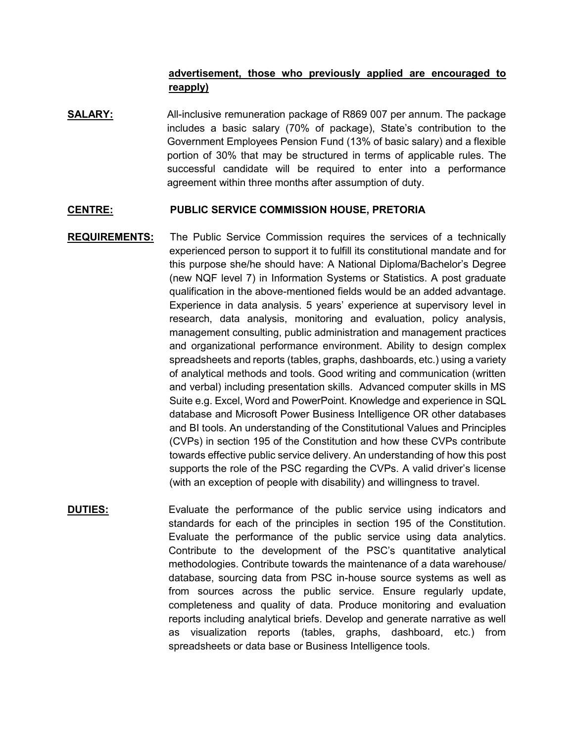**advertisement, those who previously applied are encouraged to reapply)**

**SALARY:** All-inclusive remuneration package of R869 007 per annum. The package includes a basic salary (70% of package), State's contribution to the Government Employees Pension Fund (13% of basic salary) and a flexible portion of 30% that may be structured in terms of applicable rules. The successful candidate will be required to enter into a performance agreement within three months after assumption of duty.

**CENTRE:** **PUBLIC SERVICE COMMISSION HOUSE, PRETORIA**

**REQUIREMENTS:** The Public Service Commission requires the services of a technically experienced person to support it to fulfill its constitutional mandate and for this purpose she/he should have: A National Diploma/Bachelor's Degree (new NQF level 7) in Information Systems or Statistics. A post graduate qualification in the above-mentioned fields would be an added advantage. Experience in data analysis. 5 years' experience at supervisory level in research, data analysis, monitoring and evaluation, policy analysis, management consulting, public administration and management practices and organizational performance environment. Ability to design complex spreadsheets and reports (tables, graphs, dashboards, etc.) using a variety of analytical methods and tools. Good writing and communication (written and verbal) including presentation skills. Advanced computer skills in MS Suite e.g. Excel, Word and PowerPoint. Knowledge and experience in SQL database and Microsoft Power Business Intelligence OR other databases and BI tools. An understanding of the Constitutional Values and Principles (CVPs) in section 195 of the Constitution and how these CVPs contribute towards effective public service delivery. An understanding of how this post supports the role of the PSC regarding the CVPs. A valid driver's license (with an exception of people with disability) and willingness to travel.

**DUTIES:** Evaluate the performance of the public service using indicators and standards for each of the principles in section 195 of the Constitution. Evaluate the performance of the public service using data analytics. Contribute to the development of the PSC's quantitative analytical methodologies. Contribute towards the maintenance of a data warehouse/ database, sourcing data from PSC in-house source systems as well as from sources across the public service. Ensure regularly update, completeness and quality of data. Produce monitoring and evaluation reports including analytical briefs. Develop and generate narrative as well as visualization reports (tables, graphs, dashboard, etc.) from spreadsheets or data base or Business Intelligence tools.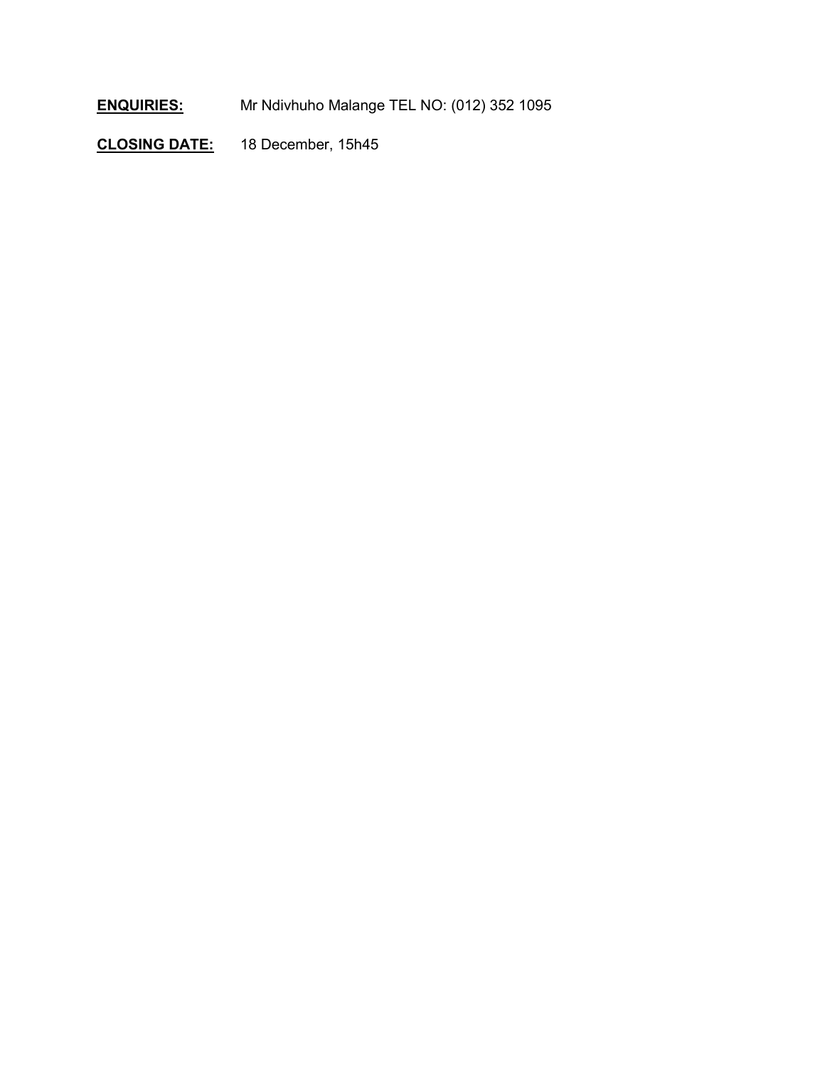**ENQUIRIES:** Mr Ndivhuho Malange TEL NO: (012) 352 1095

**CLOSING DATE:** 18 December, 15h45